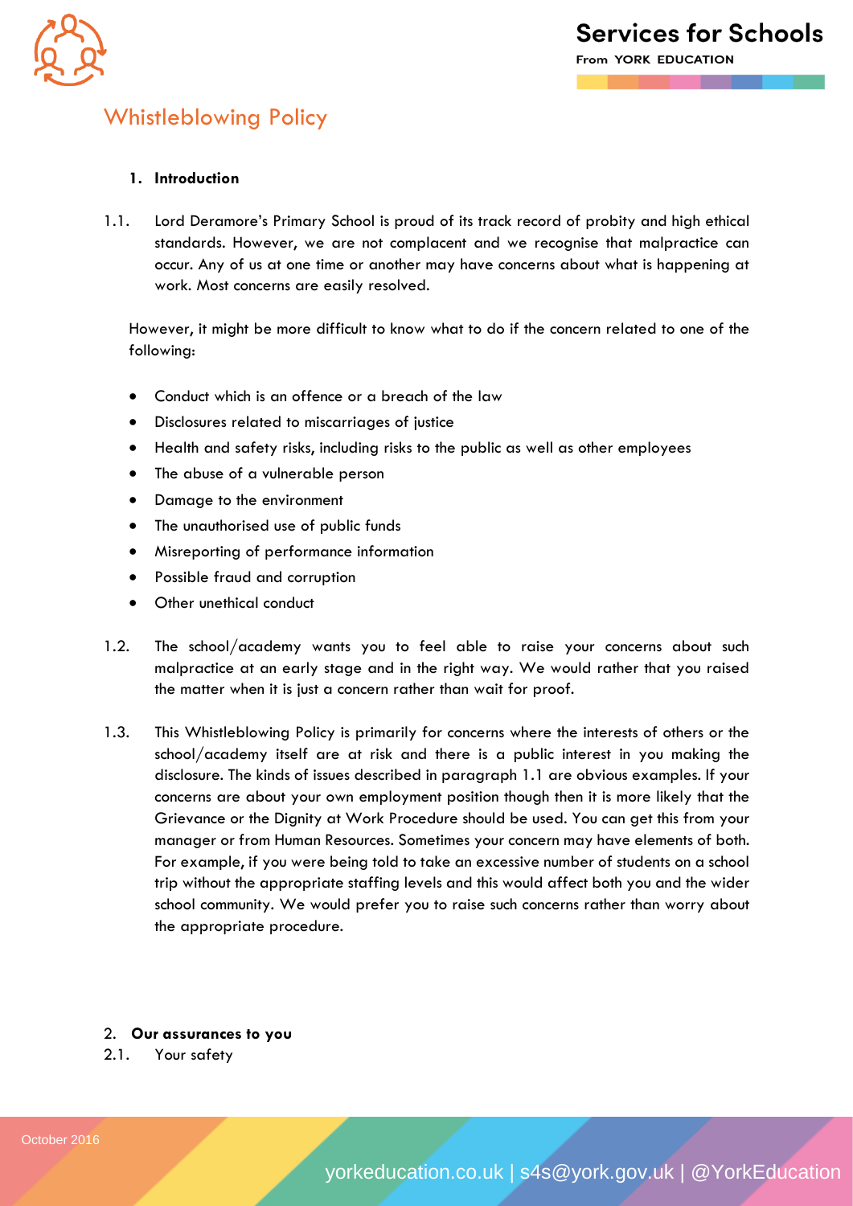# Whistleblowing Policy

## 1. Introduction

1.1. Lord Deramore's Primary School is proud of its track record of probity and high ethical standards. However, we are not complacent and we recognise that malpractice can occur. Any of us at one time or another may have concerns about what is happening at work. Most concerns are easily resolved.

However, it might be more difficult to know what to do if the concern related to one of the following:

- Conduct which is an offence or a breach of the law
- Disclosures related to miscarriages of justice
- Health and safety risks, including risks to the public as well as other employees
- The abuse of a vulnerable person
- Damage to the environment
- The unauthorised use of public funds
- Misreporting of performance information
- Possible fraud and corruption
- Other unethical conduct

1.2. The school/academy wants you to feel able to raise your concerns about such malpractice at an early stage and in the right way. We would rather that you raised the matter when it is just a concern rather than wait for proof.

1.3. This Whistleblowing Policy is primarily for concerns where the interests of others or the school/academy itself are at risk and there is a public interest in you making the disclosure. The kinds of issues described in paragraph 1.1 are obvious examples. If your concerns are about your own employment position though then it is more likely that the Grievance or the Dignity at Work Procedure should be used. You can get this from your manager or from Human Resources. Sometimes your concern may have elements of both. For example, if you were being told to take an excessive number of students on a school trip without the appropriate staffing levels and this would affect both you and the wider school community. We would prefer you to raise such concerns rather than worry about the appropriate procedure.

## 2. Our assurances to you

2.1. Your safety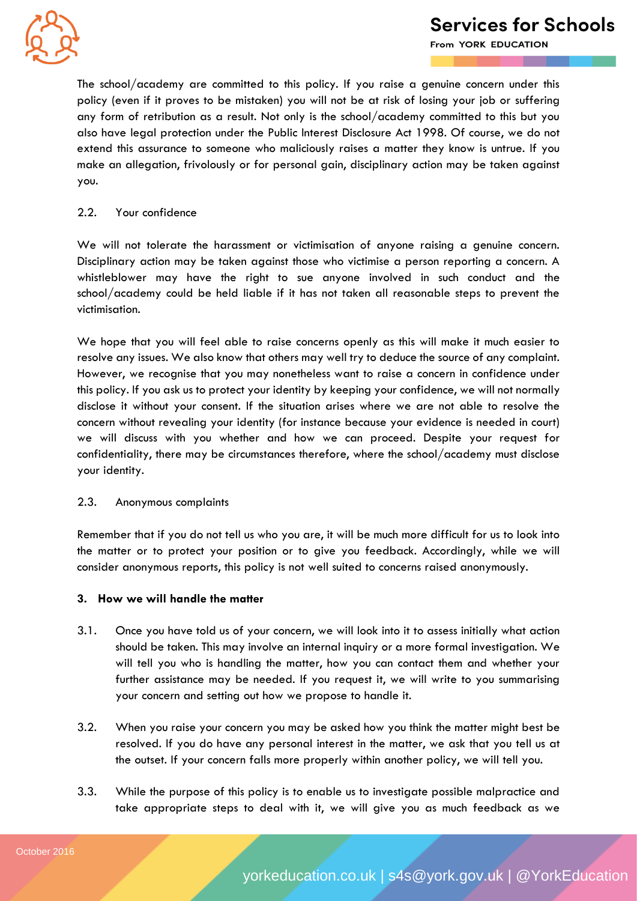The school/academy are committed to this policy. If you raise a genuine concern under this policy (even if it proves to be mistaken) you will not be at risk of losing your job or suffering any form of retribution as a result. Not only is the school/academy committed to this but you also have legal protection under the Public Interest Disclosure Act 1998. Of course, we do not extend this assurance to someone who maliciously raises a matter they know is untrue. If you make an allegation, frivolously or for personal gain, disciplinary action may be taken against you.

2.2. Your confidence

We will not tolerate the harassment or victimisation of anyone raising a genuine concern. Disciplinary action may be taken against those who victimise a person reporting a concern. A whistleblower may have the right to sue anyone involved in such conduct and the school/academy could be held liable if it has not taken all reasonable steps to prevent the victimisation.

We hope that you will feel able to raise concerns openly as this will make it much easier to resolve any issues. We also know that others may well try to deduce the source of any complaint. However, we recognise that you may nonetheless want to raise a concern in confidence under this policy. If you ask us to protect your identity by keeping your confidence, we will not normally disclose it without your consent. If the situation arises where we are not able to resolve the concern without revealing your identity (for instance because your evidence is needed in court) we will discuss with you whether and how we can proceed. Despite your request for confidentiality, there may be circumstances therefore, where the school/academy must disclose your identity.

2.3. Anonymous complaints

Remember that if you do not tell us who you are, it will be much more difficult for us to look into the matter or to protect your position or to give you feedback. Accordingly, while we will consider anonymous reports, this policy is not well suited to concerns raised anonymously.

**3. How we will handle the matter**

3.1. Once you have told us of your concern, we will look into it to assess initially what action should be taken. This may involve an internal inquiry or a more formal investigation. We will tell you who is handling the matter, how you can contact them and whether your further assistance may be needed. If you request it, we will write to you summarising your concern and setting out how we propose to handle it.

3.2. When you raise your concern you may be asked how you think the matter might best be resolved. If you do have any personal interest in the matter, we ask that you tell us at the outset. If your concern falls more properly within another policy, we will tell you.

3.3. While the purpose of this policy is to enable us to investigate possible malpractice and take appropriate steps to deal with it, we will give you as much feedback as we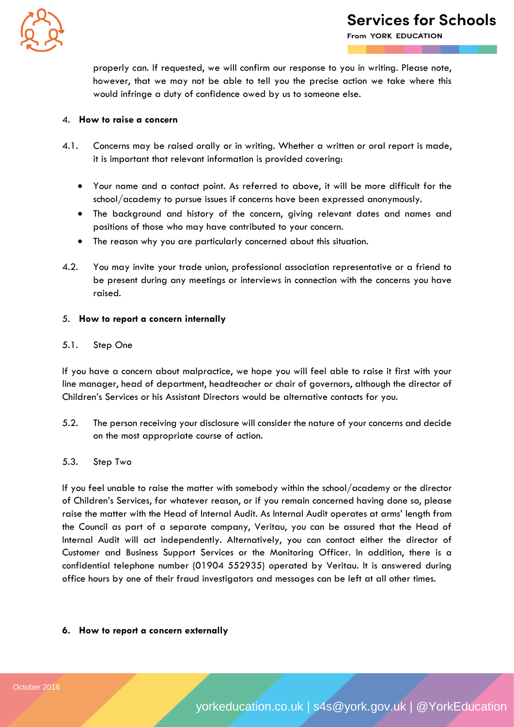properly can. If requested, we will confirm our response to you in writing. Please note, however, that we may not be able to tell you the precise action we take where this would infringe a duty of confidence owed by us to someone else.

## 4. How to raise a concern

4.1. Concerns may be raised orally or in writing. Whether a written or oral report is made, it is important that relevant information is provided covering:

- Your name and a contact point. As referred to above, it will be more difficult for the school/academy to pursue issues if concerns have been expressed anonymously.
- The background and history of the concern, giving relevant dates and names and positions of those who may have contributed to your concern.
- The reason why you are particularly concerned about this situation.

4.2. You may invite your trade union, professional association representative or a friend to be present during any meetings or interviews in connection with the concerns you have raised.

## 5. How to report a concern internally

5.1. Step One

If you have a concern about malpractice, we hope you will feel able to raise it first with your line manager, head of department, headteacher *or* chair of governors, although the director of Children's Services or his Assistant Directors would be alternative contacts for you.

5.2. The person receiving your disclosure will consider the nature of your concerns and decide on the most appropriate course of action.

5.3. Step Two

If you feel unable to raise the matter with somebody within the school/academy or the director of Children's Services, for whatever reason, or if you remain concerned having done so, please raise the matter with the Head of Internal Audit. As Internal Audit operates at arms' length from the Council as part of a separate company, Veritau, you can be assured that the Head of Internal Audit will act independently. Alternatively, you can contact either the director of Customer and Business Support Services or the Monitoring Officer. In addition, there is a confidential telephone number (01904 552935) operated by Veritau. It is answered during office hours by one of their fraud investigators and messages can be left at all other times.

## 6. How to report a concern externally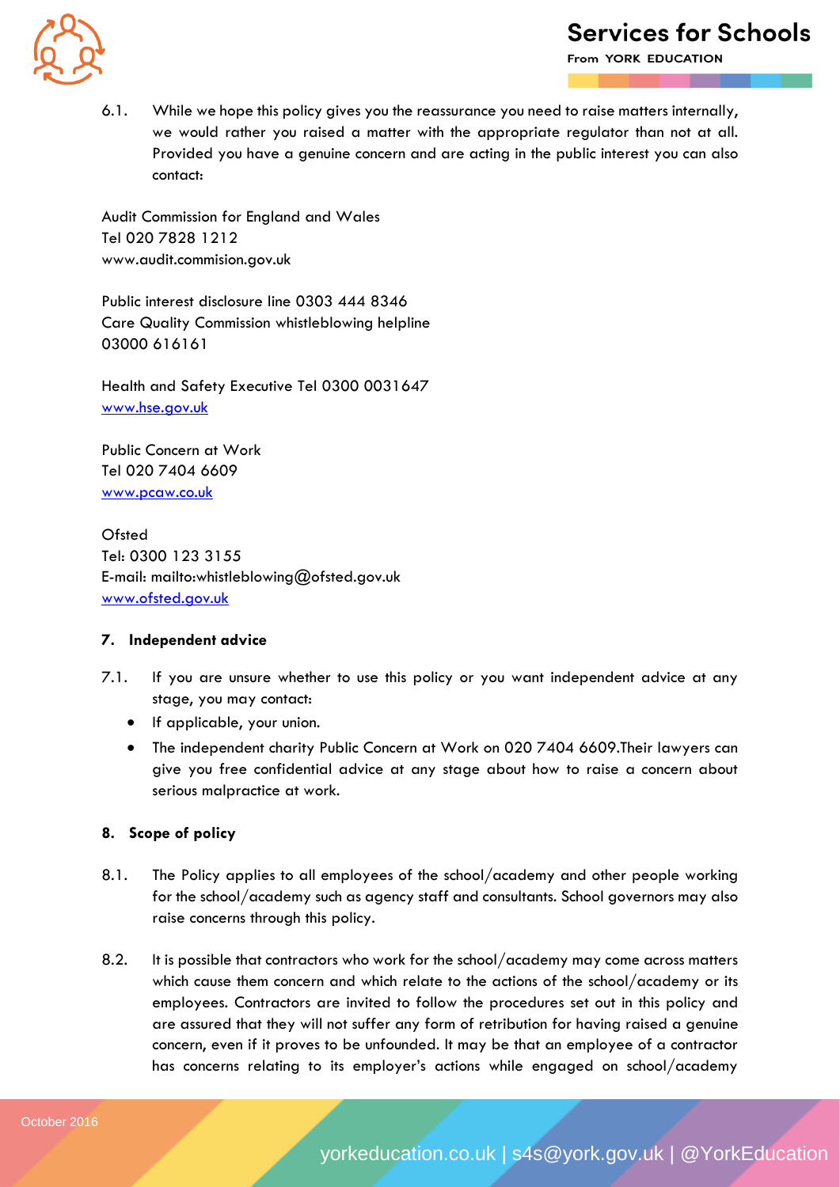6.1. While we hope this policy gives you the reassurance you need to raise matters internally, we would rather you raised a matter with the appropriate regulator than not at all. Provided you have a genuine concern and are acting in the public interest you can also contact:

Audit Commission for England and Wales
Tel 020 7828 1212
www.audit.commision.gov.uk

Public interest disclosure line 0303 444 8346
Care Quality Commission whistleblowing helpline
03000 616161

Health and Safety Executive Tel 0300 0031647
www.hse.gov.uk

Public Concern at Work
Tel 020 7404 6609
www.pcaw.co.uk

Ofsted
Tel: 0300 123 3155
E-mail: mailto:whistleblowing@ofsted.gov.uk
www.ofsted.gov.uk

## 7. Independent advice

7.1. If you are unsure whether to use this policy or you want independent advice at any stage, you may contact:

- If applicable, your union.
- The independent charity Public Concern at Work on 020 7404 6609.Their lawyers can give you free confidential advice at any stage about how to raise a concern about serious malpractice at work.

## 8. Scope of policy

8.1. The Policy applies to all employees of the school/academy and other people working for the school/academy such as agency staff and consultants. School governors may also raise concerns through this policy.

8.2. It is possible that contractors who work for the school/academy may come across matters which cause them concern and which relate to the actions of the school/academy or its employees. Contractors are invited to follow the procedures set out in this policy and are assured that they will not suffer any form of retribution for having raised a genuine concern, even if it proves to be unfounded. It may be that an employee of a contractor has concerns relating to its employer's actions while engaged on school/academy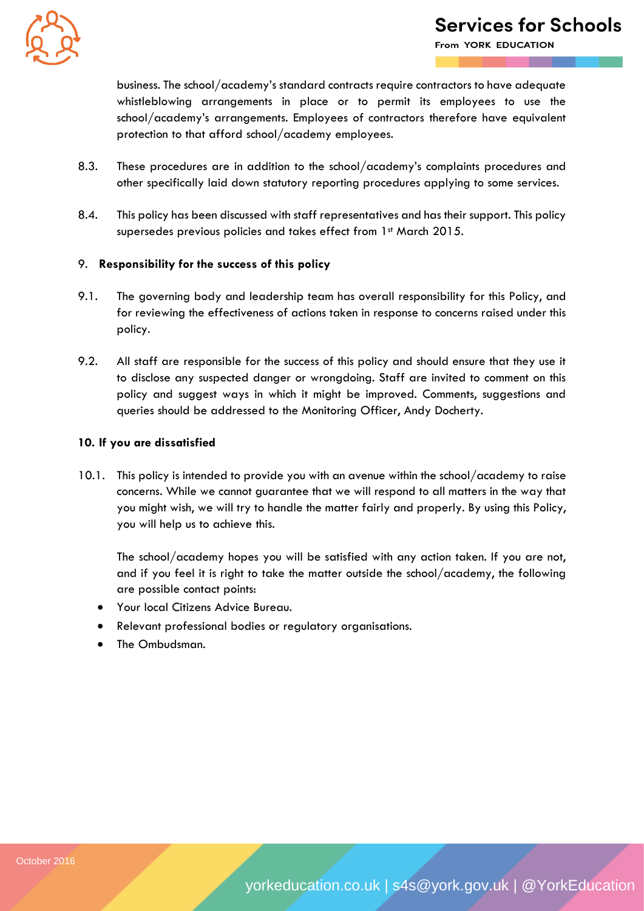business. The school/academy's standard contracts require contractors to have adequate whistleblowing arrangements in place or to permit its employees to use the school/academy's arrangements. Employees of contractors therefore have equivalent protection to that afford school/academy employees.

8.3. These procedures are in addition to the school/academy's complaints procedures and other specifically laid down statutory reporting procedures applying to some services.

8.4. This policy has been discussed with staff representatives and has their support. This policy supersedes previous policies and takes effect from 1st March 2015.

## 9. Responsibility for the success of this policy

9.1. The governing body and leadership team has overall responsibility for this Policy, and for reviewing the effectiveness of actions taken in response to concerns raised under this policy.

9.2. All staff are responsible for the success of this policy and should ensure that they use it to disclose any suspected danger or wrongdoing. Staff are invited to comment on this policy and suggest ways in which it might be improved. Comments, suggestions and queries should be addressed to the Monitoring Officer, Andy Docherty.

## 10. If you are dissatisfied

10.1. This policy is intended to provide you with an avenue within the school/academy to raise concerns. While we cannot guarantee that we will respond to all matters in the way that you might wish, we will try to handle the matter fairly and properly. By using this Policy, you will help us to achieve this.

The school/academy hopes you will be satisfied with any action taken. If you are not, and if you feel it is right to take the matter outside the school/academy, the following are possible contact points:

- Your local Citizens Advice Bureau.
- Relevant professional bodies or regulatory organisations.
- The Ombudsman.